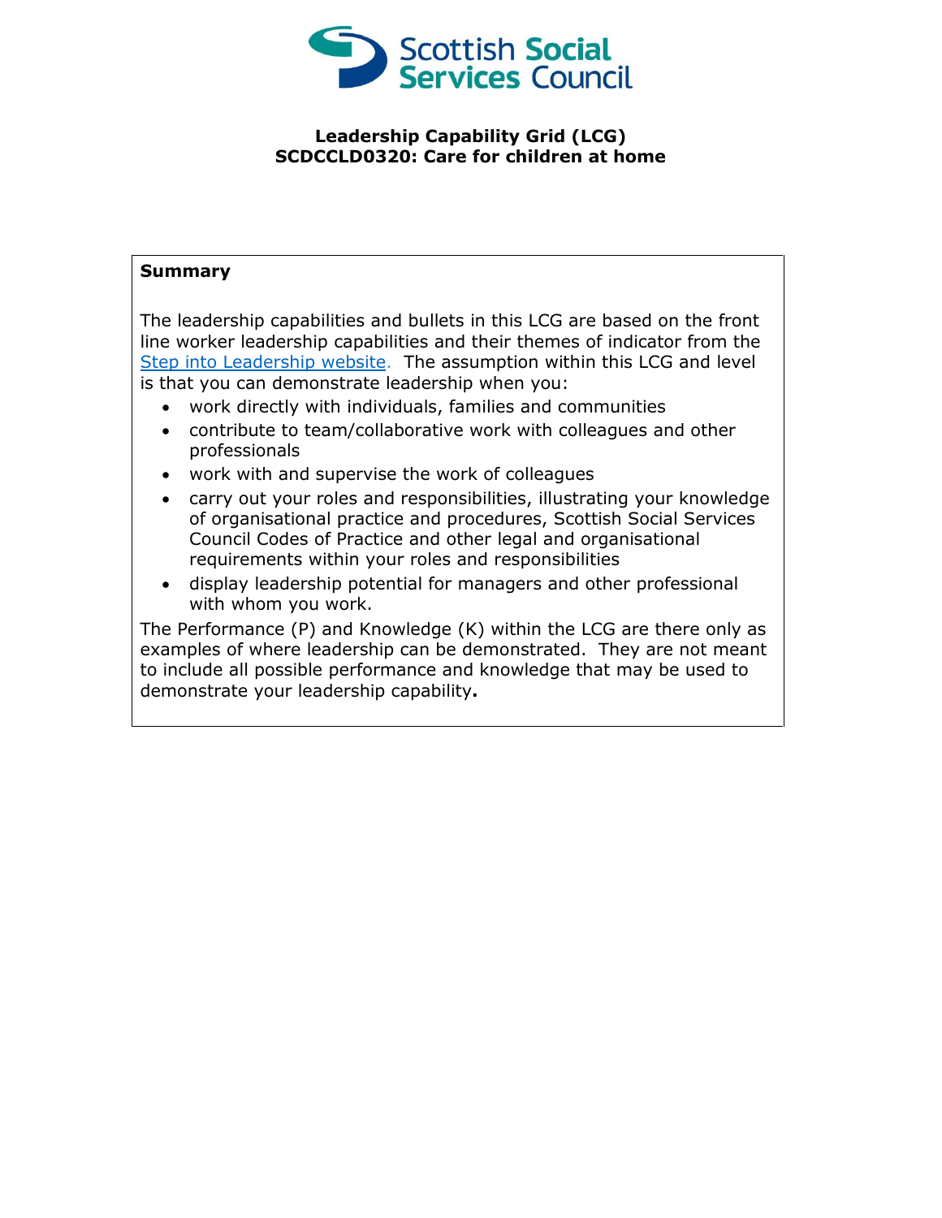Scottish Social Services Council

# Leadership Capability Grid (LCG)
# SCDCCLD0320: Care for children at home

**Summary**

The leadership capabilities and bullets in this LCG are based on the front line worker leadership capabilities and their themes of indicator from the Step into Leadership website. The assumption within this LCG and level is that you can demonstrate leadership when you:

- work directly with individuals, families and communities
- contribute to team/collaborative work with colleagues and other professionals
- work with and supervise the work of colleagues
- carry out your roles and responsibilities, illustrating your knowledge of organisational practice and procedures, Scottish Social Services Council Codes of Practice and other legal and organisational requirements within your roles and responsibilities
- display leadership potential for managers and other professional with whom you work.

The Performance (P) and Knowledge (K) within the LCG are there only as examples of where leadership can be demonstrated. They are not meant to include all possible performance and knowledge that may be used to demonstrate your leadership capability**.**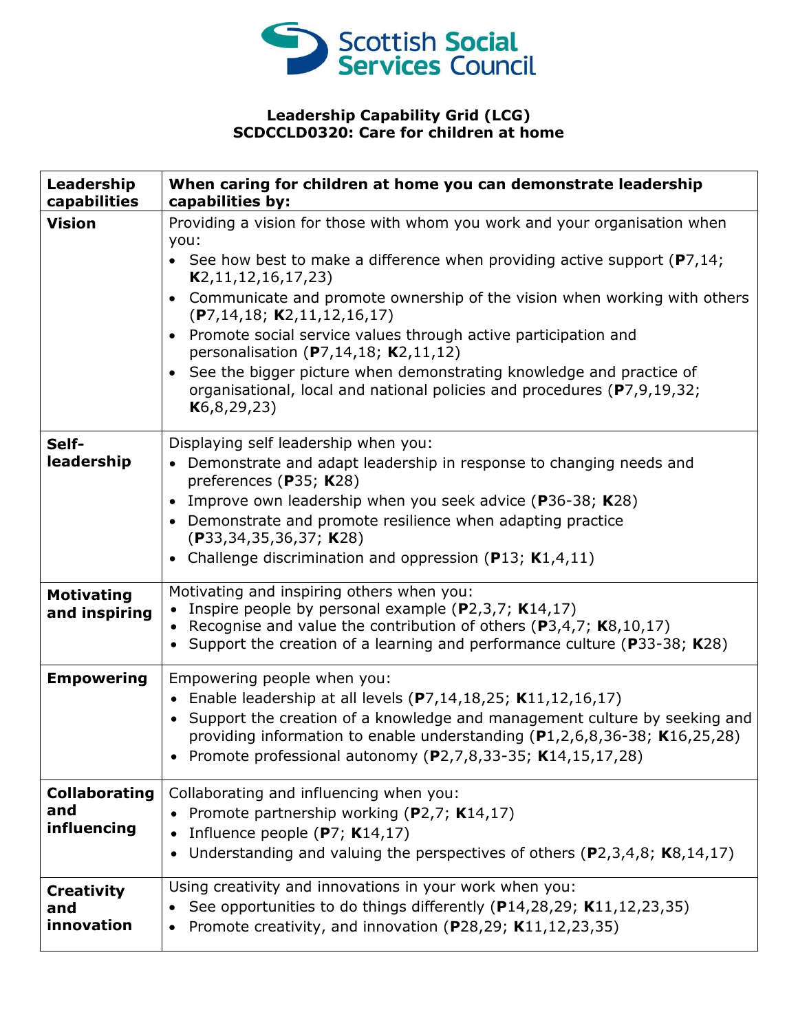Scottish Social Services Council

**Leadership Capability Grid (LCG)**
**SCDCCLD0320: Care for children at home**

| Leadership capabilities | When caring for children at home you can demonstrate leadership capabilities by: |
|---|---|
| **Vision** | Providing a vision for those with whom you work and your organisation when you:<br>• See how best to make a difference when providing active support (**P**7,14; **K**2,11,12,16,17,23)<br>• Communicate and promote ownership of the vision when working with others (**P**7,14,18; **K**2,11,12,16,17)<br>• Promote social service values through active participation and personalisation (**P**7,14,18; **K**2,11,12)<br>• See the bigger picture when demonstrating knowledge and practice of organisational, local and national policies and procedures (**P**7,9,19,32; **K**6,8,29,23) |
| **Self-leadership** | Displaying self leadership when you:<br>• Demonstrate and adapt leadership in response to changing needs and preferences (**P**35; **K**28)<br>• Improve own leadership when you seek advice (**P**36-38; **K**28)<br>• Demonstrate and promote resilience when adapting practice (**P**33,34,35,36,37; **K**28)<br>• Challenge discrimination and oppression (**P**13; **K**1,4,11) |
| **Motivating and inspiring** | Motivating and inspiring others when you:<br>• Inspire people by personal example (**P**2,3,7; **K**14,17)<br>• Recognise and value the contribution of others (**P**3,4,7; **K**8,10,17)<br>• Support the creation of a learning and performance culture (**P**33-38; **K**28) |
| **Empowering** | Empowering people when you:<br>• Enable leadership at all levels (**P**7,14,18,25; **K**11,12,16,17)<br>• Support the creation of a knowledge and management culture by seeking and providing information to enable understanding (**P**1,2,6,8,36-38; **K**16,25,28)<br>• Promote professional autonomy (**P**2,7,8,33-35; **K**14,15,17,28) |
| **Collaborating and influencing** | Collaborating and influencing when you:<br>• Promote partnership working (**P**2,7; **K**14,17)<br>• Influence people (**P**7; **K**14,17)<br>• Understanding and valuing the perspectives of others (**P**2,3,4,8; **K**8,14,17) |
| **Creativity and innovation** | Using creativity and innovations in your work when you:<br>• See opportunities to do things differently (**P**14,28,29; **K**11,12,23,35)<br>• Promote creativity, and innovation (**P**28,29; **K**11,12,23,35) |